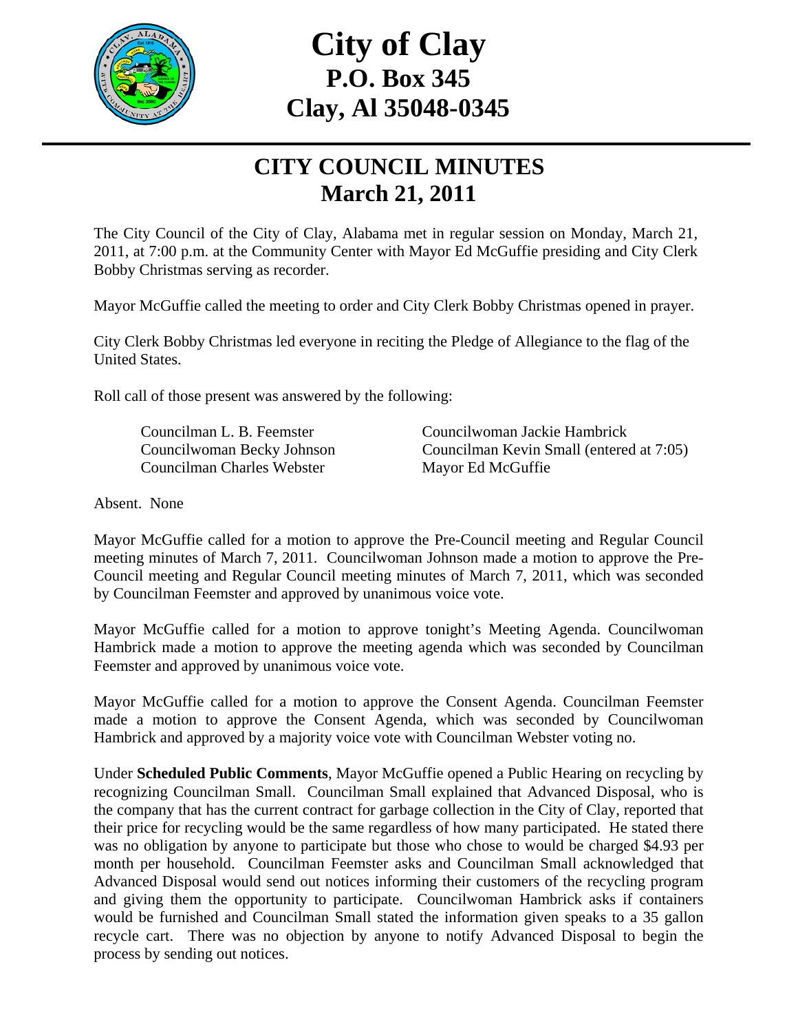# City of Clay
## P.O. Box 345
## Clay, Al 35048-0345

---

## CITY COUNCIL MINUTES
## March 21, 2011

The City Council of the City of Clay, Alabama met in regular session on Monday, March 21, 2011, at 7:00 p.m. at the Community Center with Mayor Ed McGuffie presiding and City Clerk Bobby Christmas serving as recorder.

Mayor McGuffie called the meeting to order and City Clerk Bobby Christmas opened in prayer.

City Clerk Bobby Christmas led everyone in reciting the Pledge of Allegiance to the flag of the United States.

Roll call of those present was answered by the following:

Councilman L. B. Feemster
Councilwoman Jackie Hambrick
Councilwoman Becky Johnson
Councilman Kevin Small (entered at 7:05)
Councilman Charles Webster
Mayor Ed McGuffie

Absent. None

Mayor McGuffie called for a motion to approve the Pre-Council meeting and Regular Council meeting minutes of March 7, 2011. Councilwoman Johnson made a motion to approve the Pre-Council meeting and Regular Council meeting minutes of March 7, 2011, which was seconded by Councilman Feemster and approved by unanimous voice vote.

Mayor McGuffie called for a motion to approve tonight's Meeting Agenda. Councilwoman Hambrick made a motion to approve the meeting agenda which was seconded by Councilman Feemster and approved by unanimous voice vote.

Mayor McGuffie called for a motion to approve the Consent Agenda. Councilman Feemster made a motion to approve the Consent Agenda, which was seconded by Councilwoman Hambrick and approved by a majority voice vote with Councilman Webster voting no.

Under **Scheduled Public Comments**, Mayor McGuffie opened a Public Hearing on recycling by recognizing Councilman Small. Councilman Small explained that Advanced Disposal, who is the company that has the current contract for garbage collection in the City of Clay, reported that their price for recycling would be the same regardless of how many participated. He stated there was no obligation by anyone to participate but those who chose to would be charged $4.93 per month per household. Councilman Feemster asks and Councilman Small acknowledged that Advanced Disposal would send out notices informing their customers of the recycling program and giving them the opportunity to participate. Councilwoman Hambrick asks if containers would be furnished and Councilman Small stated the information given speaks to a 35 gallon recycle cart. There was no objection by anyone to notify Advanced Disposal to begin the process by sending out notices.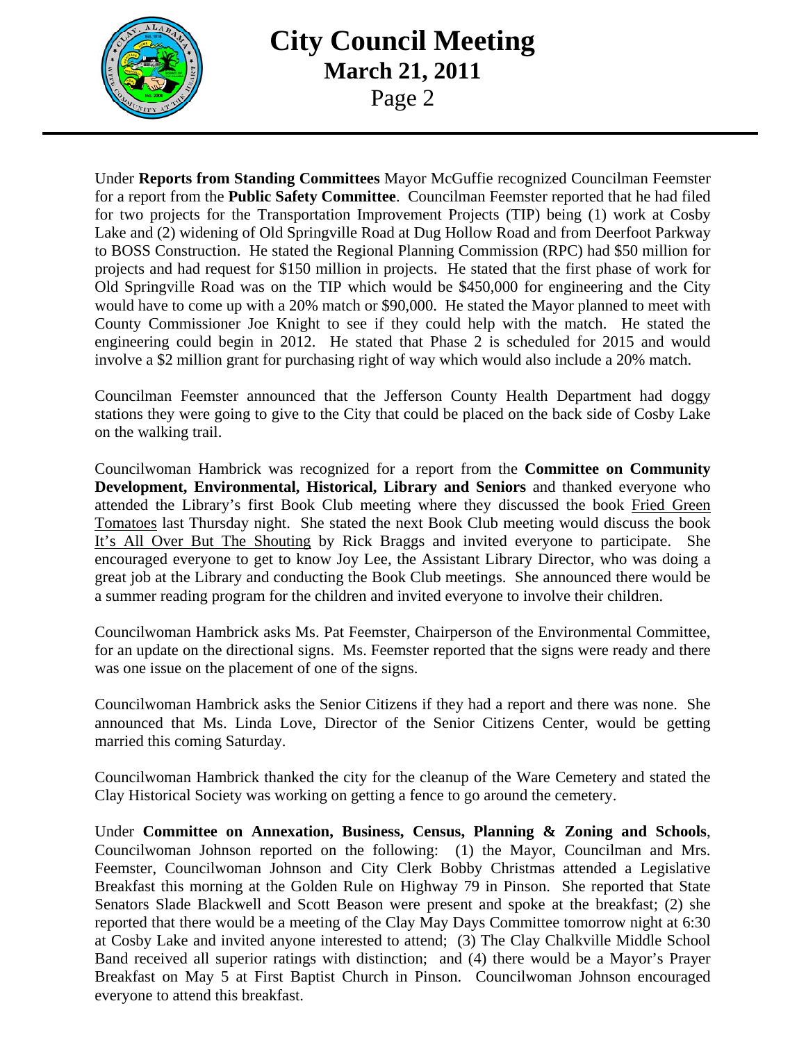Under **Reports from Standing Committees** Mayor McGuffie recognized Councilman Feemster for a report from the **Public Safety Committee**. Councilman Feemster reported that he had filed for two projects for the Transportation Improvement Projects (TIP) being (1) work at Cosby Lake and (2) widening of Old Springville Road at Dug Hollow Road and from Deerfoot Parkway to BOSS Construction. He stated the Regional Planning Commission (RPC) had $50 million for projects and had request for $150 million in projects. He stated that the first phase of work for Old Springville Road was on the TIP which would be $450,000 for engineering and the City would have to come up with a 20% match or $90,000. He stated the Mayor planned to meet with County Commissioner Joe Knight to see if they could help with the match. He stated the engineering could begin in 2012. He stated that Phase 2 is scheduled for 2015 and would involve a $2 million grant for purchasing right of way which would also include a 20% match.

Councilman Feemster announced that the Jefferson County Health Department had doggy stations they were going to give to the City that could be placed on the back side of Cosby Lake on the walking trail.

Councilwoman Hambrick was recognized for a report from the **Committee on Community Development, Environmental, Historical, Library and Seniors** and thanked everyone who attended the Library's first Book Club meeting where they discussed the book <u>Fried Green Tomatoes</u> last Thursday night. She stated the next Book Club meeting would discuss the book <u>It's All Over But The Shouting</u> by Rick Braggs and invited everyone to participate. She encouraged everyone to get to know Joy Lee, the Assistant Library Director, who was doing a great job at the Library and conducting the Book Club meetings. She announced there would be a summer reading program for the children and invited everyone to involve their children.

Councilwoman Hambrick asks Ms. Pat Feemster, Chairperson of the Environmental Committee, for an update on the directional signs. Ms. Feemster reported that the signs were ready and there was one issue on the placement of one of the signs.

Councilwoman Hambrick asks the Senior Citizens if they had a report and there was none. She announced that Ms. Linda Love, Director of the Senior Citizens Center, would be getting married this coming Saturday.

Councilwoman Hambrick thanked the city for the cleanup of the Ware Cemetery and stated the Clay Historical Society was working on getting a fence to go around the cemetery.

Under **Committee on Annexation, Business, Census, Planning & Zoning and Schools**, Councilwoman Johnson reported on the following: (1) the Mayor, Councilman and Mrs. Feemster, Councilwoman Johnson and City Clerk Bobby Christmas attended a Legislative Breakfast this morning at the Golden Rule on Highway 79 in Pinson. She reported that State Senators Slade Blackwell and Scott Beason were present and spoke at the breakfast; (2) she reported that there would be a meeting of the Clay May Days Committee tomorrow night at 6:30 at Cosby Lake and invited anyone interested to attend; (3) The Clay Chalkville Middle School Band received all superior ratings with distinction; and (4) there would be a Mayor's Prayer Breakfast on May 5 at First Baptist Church in Pinson. Councilwoman Johnson encouraged everyone to attend this breakfast.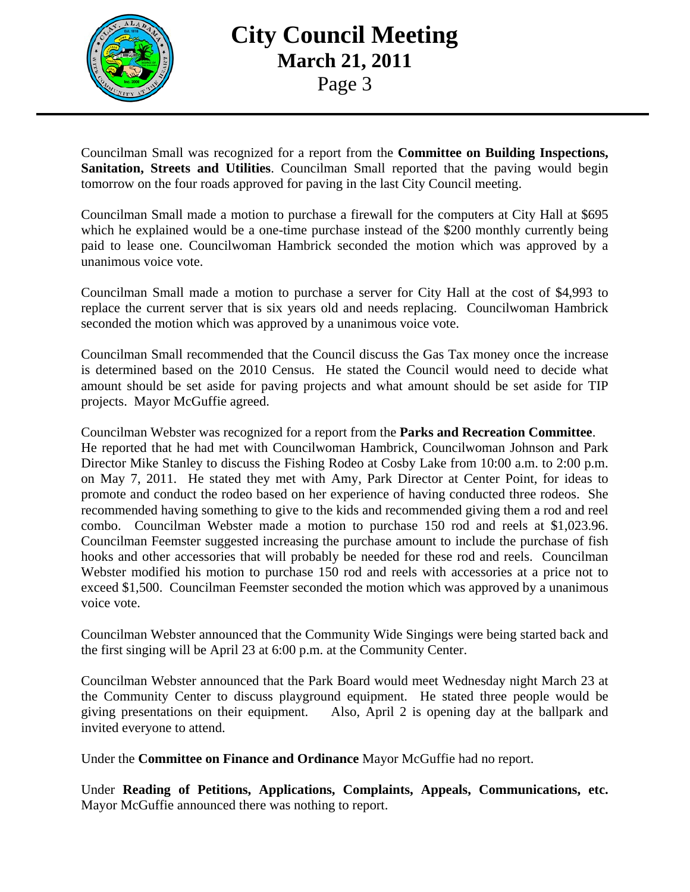Councilman Small was recognized for a report from the **Committee on Building Inspections, Sanitation, Streets and Utilities**. Councilman Small reported that the paving would begin tomorrow on the four roads approved for paving in the last City Council meeting.

Councilman Small made a motion to purchase a firewall for the computers at City Hall at $695 which he explained would be a one-time purchase instead of the $200 monthly currently being paid to lease one. Councilwoman Hambrick seconded the motion which was approved by a unanimous voice vote.

Councilman Small made a motion to purchase a server for City Hall at the cost of $4,993 to replace the current server that is six years old and needs replacing. Councilwoman Hambrick seconded the motion which was approved by a unanimous voice vote.

Councilman Small recommended that the Council discuss the Gas Tax money once the increase is determined based on the 2010 Census. He stated the Council would need to decide what amount should be set aside for paving projects and what amount should be set aside for TIP projects. Mayor McGuffie agreed.

Councilman Webster was recognized for a report from the **Parks and Recreation Committee**. He reported that he had met with Councilwoman Hambrick, Councilwoman Johnson and Park Director Mike Stanley to discuss the Fishing Rodeo at Cosby Lake from 10:00 a.m. to 2:00 p.m. on May 7, 2011. He stated they met with Amy, Park Director at Center Point, for ideas to promote and conduct the rodeo based on her experience of having conducted three rodeos. She recommended having something to give to the kids and recommended giving them a rod and reel combo. Councilman Webster made a motion to purchase 150 rod and reels at $1,023.96. Councilman Feemster suggested increasing the purchase amount to include the purchase of fish hooks and other accessories that will probably be needed for these rod and reels. Councilman Webster modified his motion to purchase 150 rod and reels with accessories at a price not to exceed $1,500. Councilman Feemster seconded the motion which was approved by a unanimous voice vote.

Councilman Webster announced that the Community Wide Singings were being started back and the first singing will be April 23 at 6:00 p.m. at the Community Center.

Councilman Webster announced that the Park Board would meet Wednesday night March 23 at the Community Center to discuss playground equipment. He stated three people would be giving presentations on their equipment. Also, April 2 is opening day at the ballpark and invited everyone to attend.

Under the **Committee on Finance and Ordinance** Mayor McGuffie had no report.

Under **Reading of Petitions, Applications, Complaints, Appeals, Communications, etc.** Mayor McGuffie announced there was nothing to report.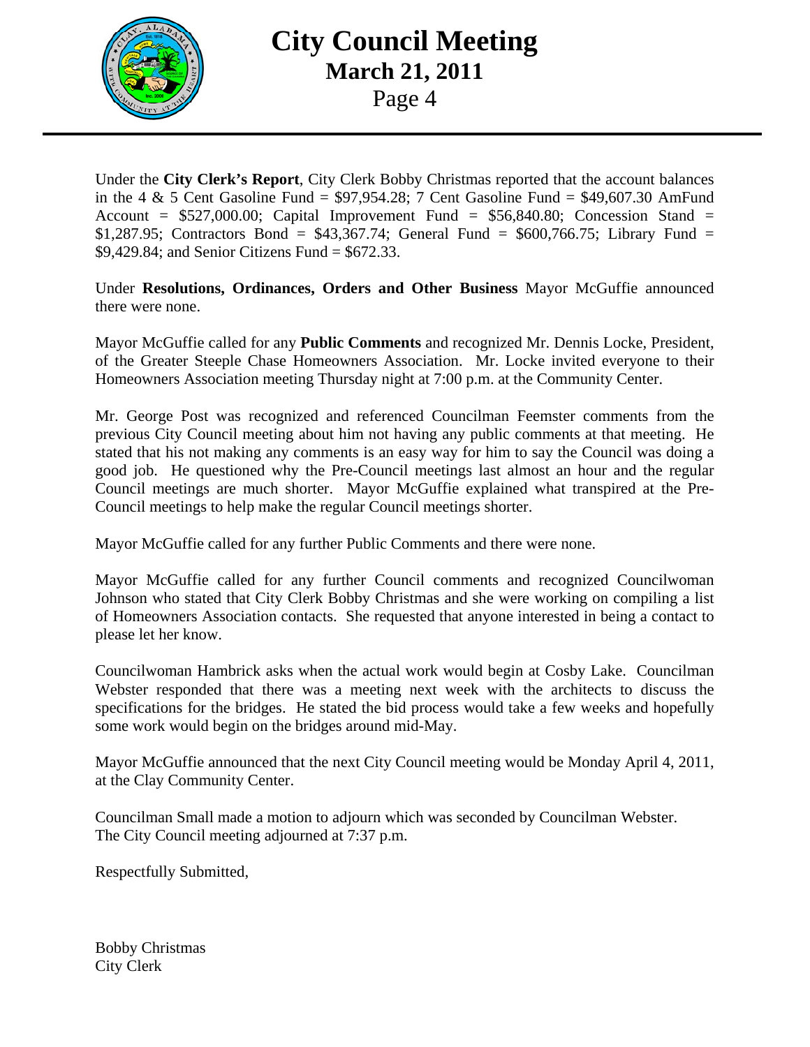Under the **City Clerk's Report**, City Clerk Bobby Christmas reported that the account balances in the 4 & 5 Cent Gasoline Fund = $97,954.28; 7 Cent Gasoline Fund = $49,607.30 AmFund Account = $527,000.00; Capital Improvement Fund = $56,840.80; Concession Stand = $1,287.95; Contractors Bond = $43,367.74; General Fund = $600,766.75; Library Fund = $9,429.84; and Senior Citizens Fund = $672.33.

Under **Resolutions, Ordinances, Orders and Other Business** Mayor McGuffie announced there were none.

Mayor McGuffie called for any **Public Comments** and recognized Mr. Dennis Locke, President, of the Greater Steeple Chase Homeowners Association. Mr. Locke invited everyone to their Homeowners Association meeting Thursday night at 7:00 p.m. at the Community Center.

Mr. George Post was recognized and referenced Councilman Feemster comments from the previous City Council meeting about him not having any public comments at that meeting. He stated that his not making any comments is an easy way for him to say the Council was doing a good job. He questioned why the Pre-Council meetings last almost an hour and the regular Council meetings are much shorter. Mayor McGuffie explained what transpired at the Pre-Council meetings to help make the regular Council meetings shorter.

Mayor McGuffie called for any further Public Comments and there were none.

Mayor McGuffie called for any further Council comments and recognized Councilwoman Johnson who stated that City Clerk Bobby Christmas and she were working on compiling a list of Homeowners Association contacts. She requested that anyone interested in being a contact to please let her know.

Councilwoman Hambrick asks when the actual work would begin at Cosby Lake. Councilman Webster responded that there was a meeting next week with the architects to discuss the specifications for the bridges. He stated the bid process would take a few weeks and hopefully some work would begin on the bridges around mid-May.

Mayor McGuffie announced that the next City Council meeting would be Monday April 4, 2011, at the Clay Community Center.

Councilman Small made a motion to adjourn which was seconded by Councilman Webster.
The City Council meeting adjourned at 7:37 p.m.

Respectfully Submitted,

Bobby Christmas
City Clerk